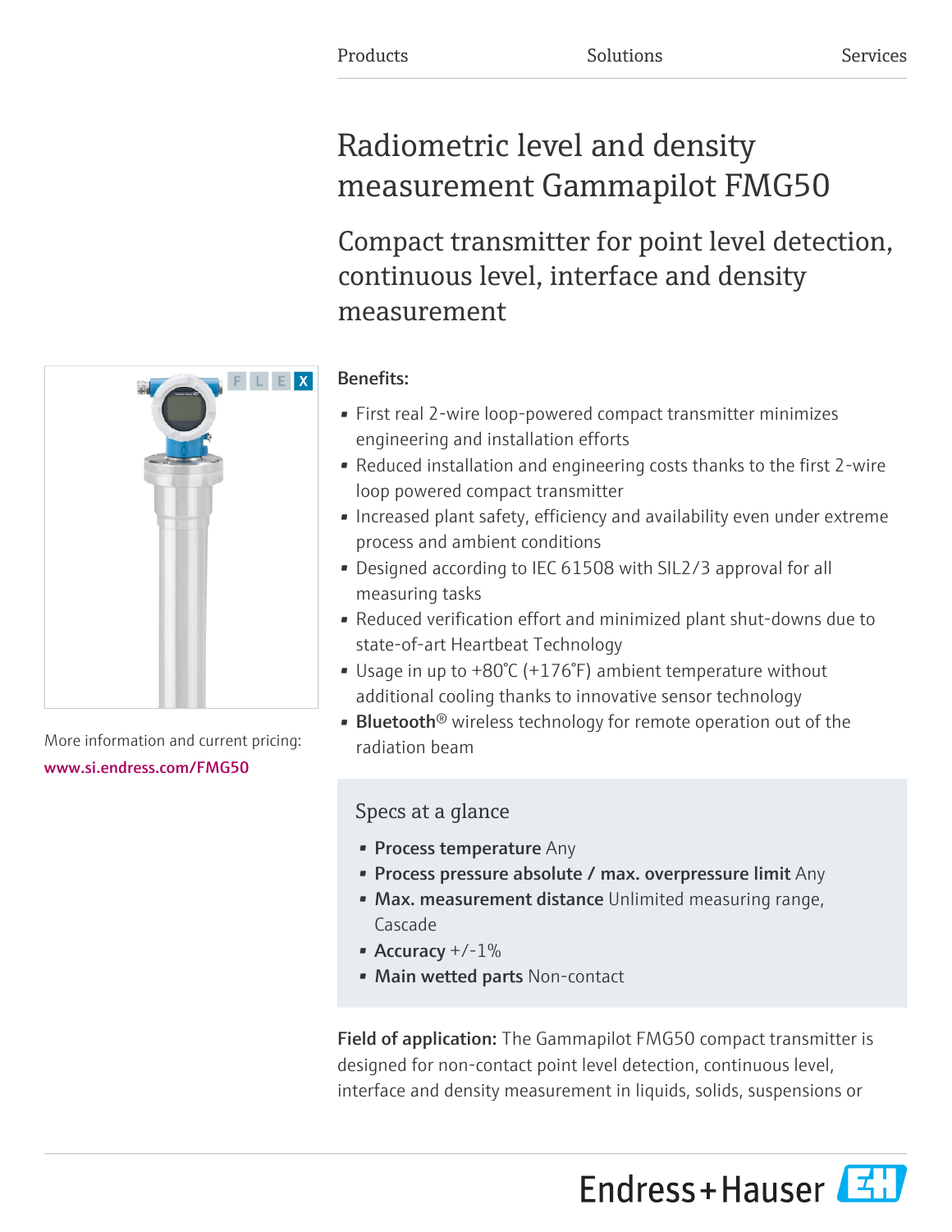Products Solutions Services

# Radiometric level and density measurement Gammapilot FMG50

## Compact transmitter for point level detection, continuous level, interface and density measurement

More information and current pricing:
www.si.endress.com/FMG50

**Benefits:**

- First real 2-wire loop-powered compact transmitter minimizes engineering and installation efforts
- Reduced installation and engineering costs thanks to the first 2-wire loop powered compact transmitter
- Increased plant safety, efficiency and availability even under extreme process and ambient conditions
- Designed according to IEC 61508 with SIL2/3 approval for all measuring tasks
- Reduced verification effort and minimized plant shut-downs due to state-of-art Heartbeat Technology
- Usage in up to +80°C (+176°F) ambient temperature without additional cooling thanks to innovative sensor technology
- **Bluetooth**® wireless technology for remote operation out of the radiation beam

### Specs at a glance

- **Process temperature** Any
- **Process pressure absolute / max. overpressure limit** Any
- **Max. measurement distance** Unlimited measuring range, Cascade
- **Accuracy** +/-1%
- **Main wetted parts** Non-contact

**Field of application:** The Gammapilot FMG50 compact transmitter is designed for non-contact point level detection, continuous level, interface and density measurement in liquids, solids, suspensions or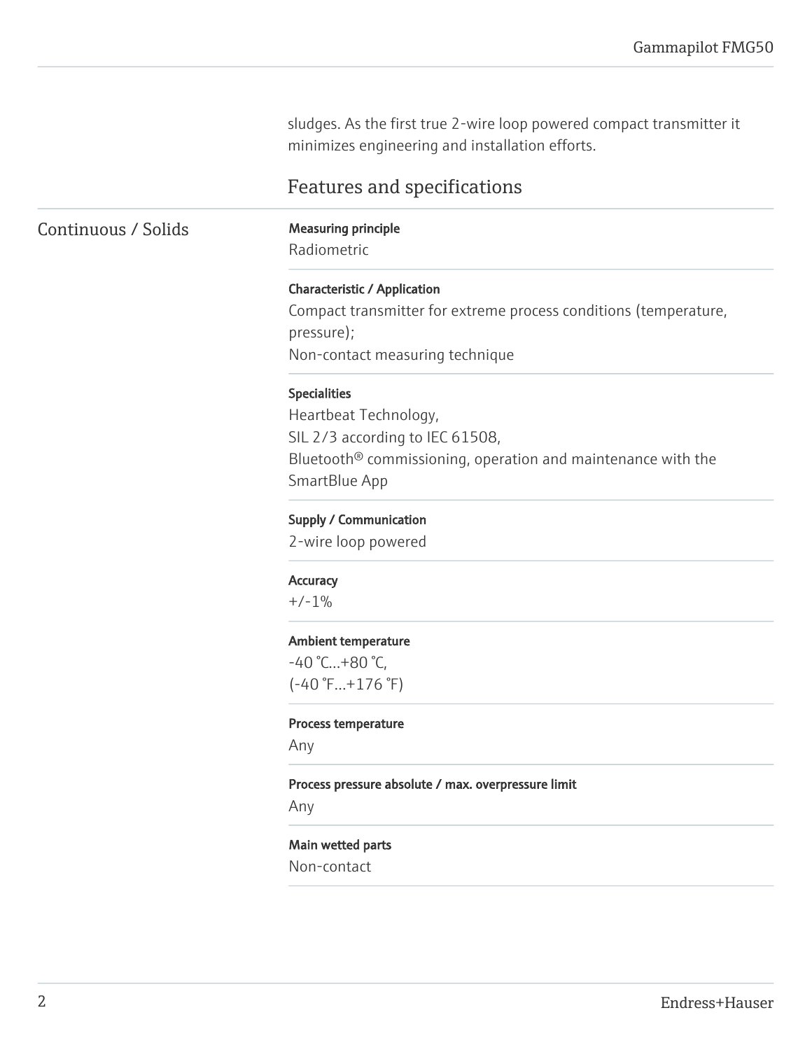sludges. As the first true 2-wire loop powered compact transmitter it minimizes engineering and installation efforts.

## Features and specifications

### Continuous / Solids

**Measuring principle**
Radiometric

**Characteristic / Application**
Compact transmitter for extreme process conditions (temperature, pressure);
Non-contact measuring technique

**Specialities**
Heartbeat Technology,
SIL 2/3 according to IEC 61508,
Bluetooth® commissioning, operation and maintenance with the SmartBlue App

**Supply / Communication**
2-wire loop powered

**Accuracy**
+/-1%

**Ambient temperature**
-40 °C...+80 °C,
(-40 °F...+176 °F)

**Process temperature**
Any

**Process pressure absolute / max. overpressure limit**
Any

**Main wetted parts**
Non-contact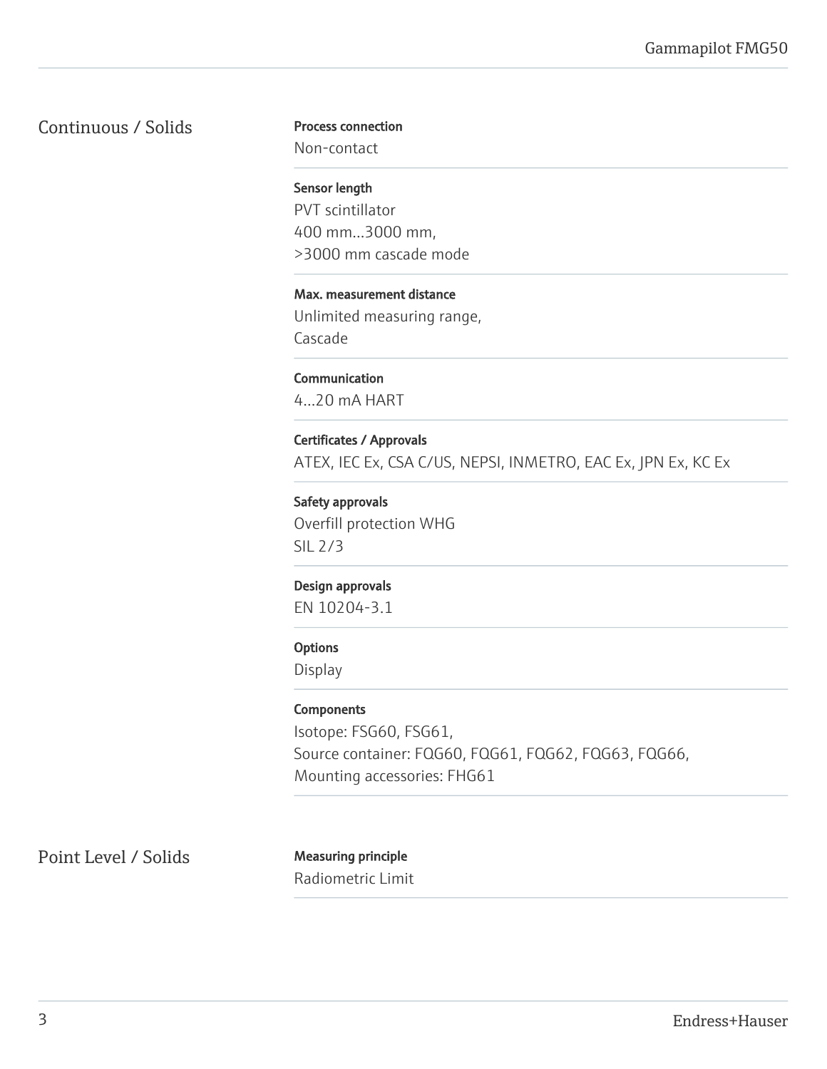## Continuous / Solids

**Process connection**
Non-contact

**Sensor length**
PVT scintillator
400 mm...3000 mm,
>3000 mm cascade mode

**Max. measurement distance**
Unlimited measuring range,
Cascade

**Communication**
4...20 mA HART

**Certificates / Approvals**
ATEX, IEC Ex, CSA C/US, NEPSI, INMETRO, EAC Ex, JPN Ex, KC Ex

**Safety approvals**
Overfill protection WHG
SIL 2/3

**Design approvals**
EN 10204-3.1

**Options**
Display

**Components**
Isotope: FSG60, FSG61,
Source container: FQG60, FQG61, FQG62, FQG63, FQG66,
Mounting accessories: FHG61

## Point Level / Solids

**Measuring principle**
Radiometric Limit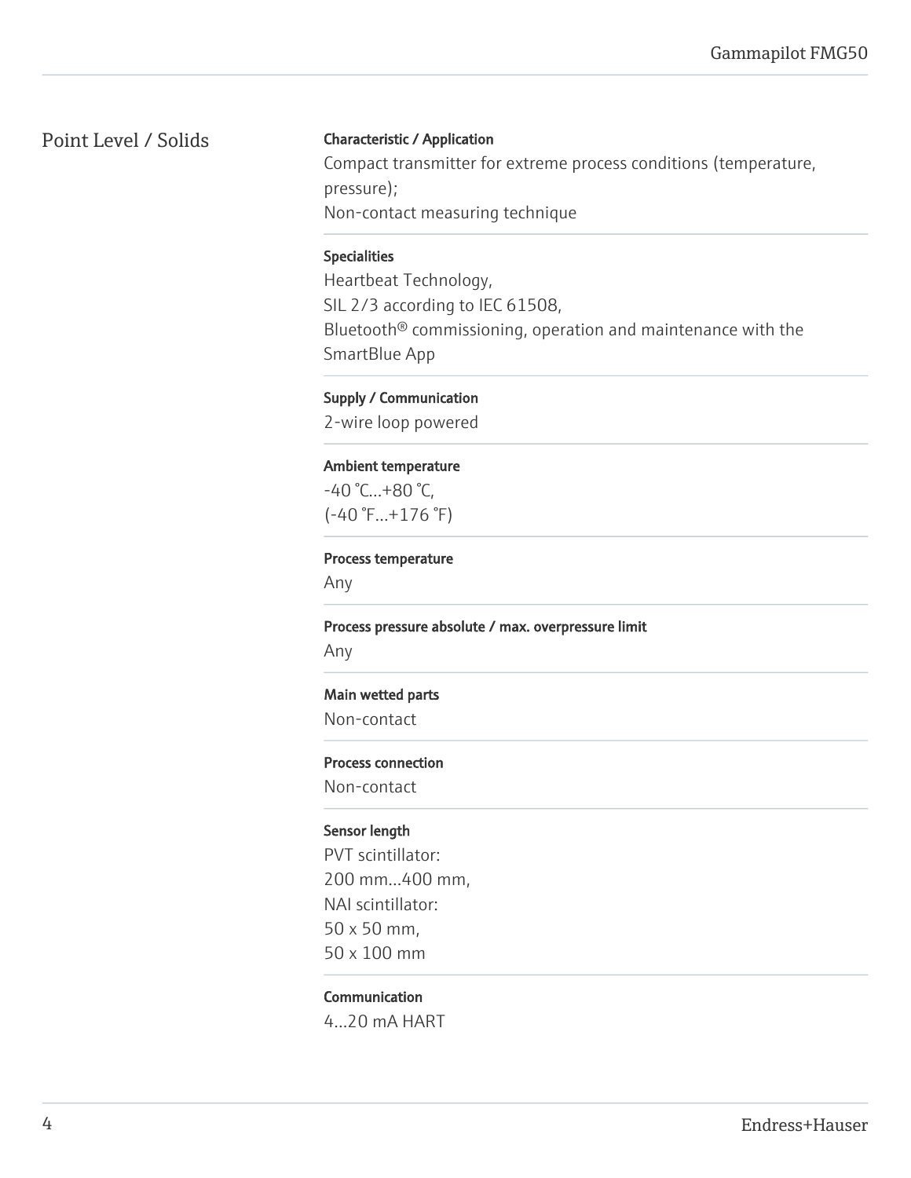## Point Level / Solids

**Characteristic / Application**

Compact transmitter for extreme process conditions (temperature, pressure);
Non-contact measuring technique

**Specialities**

Heartbeat Technology,
SIL 2/3 according to IEC 61508,
Bluetooth® commissioning, operation and maintenance with the SmartBlue App

**Supply / Communication**

2-wire loop powered

**Ambient temperature**

-40 °C...+80 °C,
(-40 °F...+176 °F)

**Process temperature**

Any

**Process pressure absolute / max. overpressure limit**

Any

**Main wetted parts**

Non-contact

**Process connection**

Non-contact

**Sensor length**

PVT scintillator:
200 mm...400 mm,
NAI scintillator:
50 x 50 mm,
50 x 100 mm

**Communication**

4...20 mA HART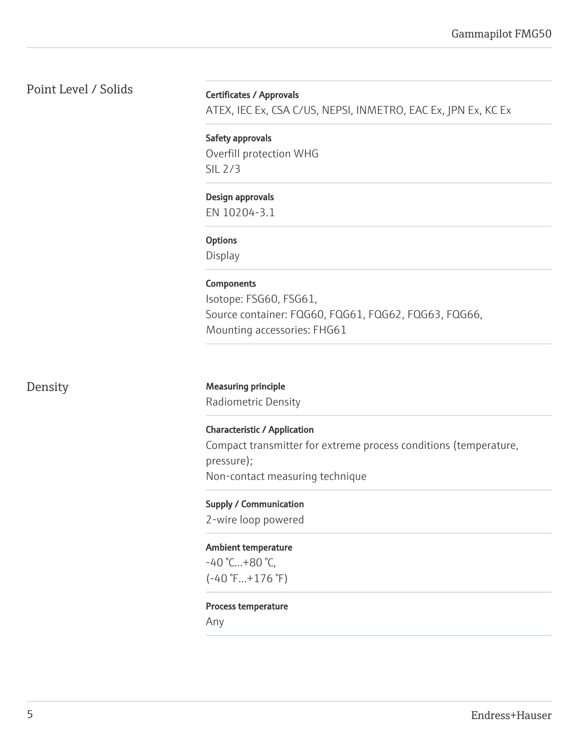## Point Level / Solids

**Certificates / Approvals**
ATEX, IEC Ex, CSA C/US, NEPSI, INMETRO, EAC Ex, JPN Ex, KC Ex

**Safety approvals**
Overfill protection WHG
SIL 2/3

**Design approvals**
EN 10204-3.1

**Options**
Display

**Components**
Isotope: FSG60, FSG61,
Source container: FQG60, FQG61, FQG62, FQG63, FQG66,
Mounting accessories: FHG61

## Density

**Measuring principle**
Radiometric Density

**Characteristic / Application**
Compact transmitter for extreme process conditions (temperature, pressure);
Non-contact measuring technique

**Supply / Communication**
2-wire loop powered

**Ambient temperature**
-40 °C...+80 °C,
(-40 °F...+176 °F)

**Process temperature**
Any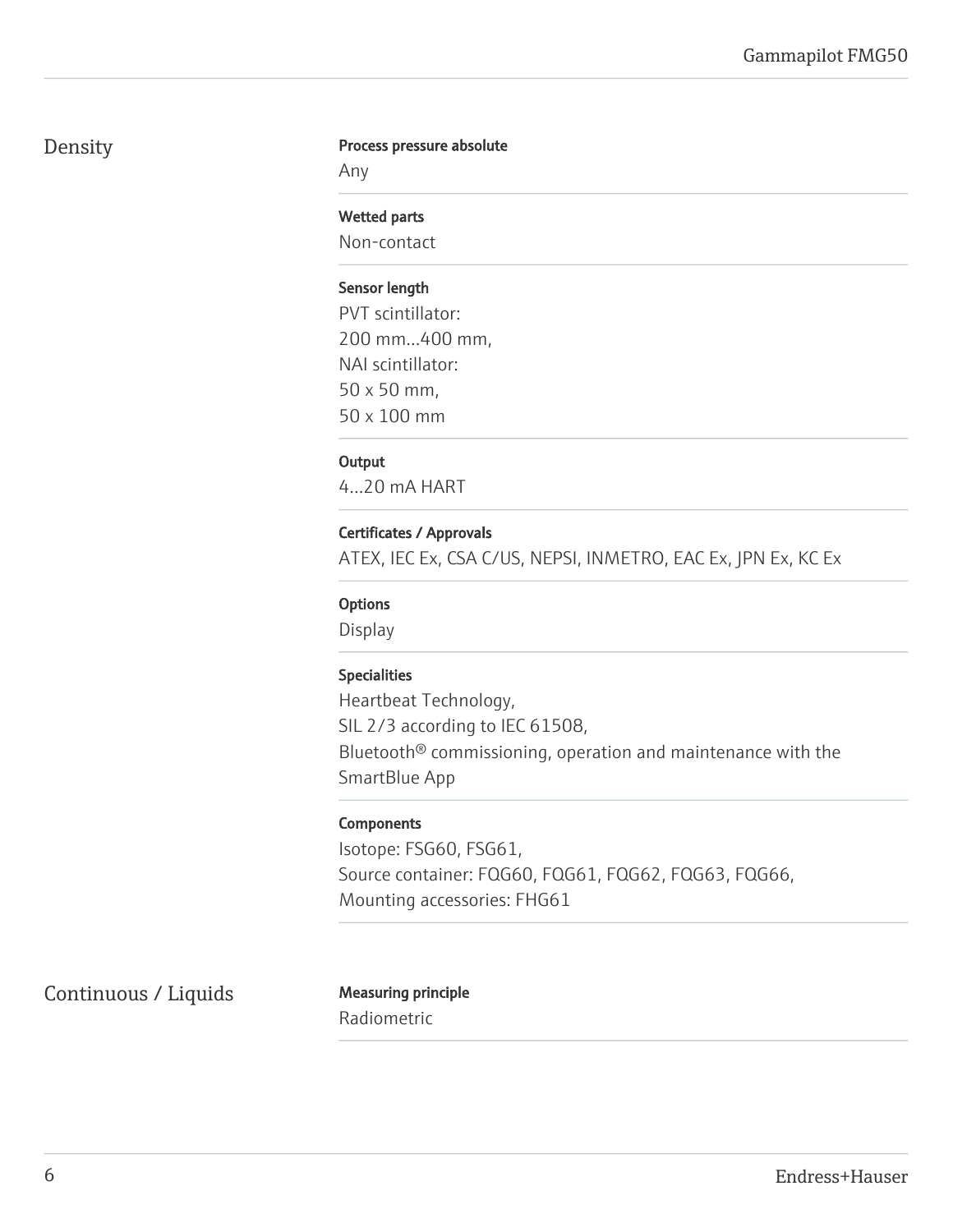## Density

**Process pressure absolute**

Any

**Wetted parts**

Non-contact

**Sensor length**

PVT scintillator:
200 mm...400 mm,
NAI scintillator:
50 x 50 mm,
50 x 100 mm

**Output**

4...20 mA HART

**Certificates / Approvals**

ATEX, IEC Ex, CSA C/US, NEPSI, INMETRO, EAC Ex, JPN Ex, KC Ex

**Options**

Display

**Specialities**

Heartbeat Technology,
SIL 2/3 according to IEC 61508,
Bluetooth® commissioning, operation and maintenance with the SmartBlue App

**Components**

Isotope: FSG60, FSG61,
Source container: FQG60, FQG61, FQG62, FQG63, FQG66,
Mounting accessories: FHG61

## Continuous / Liquids

**Measuring principle**

Radiometric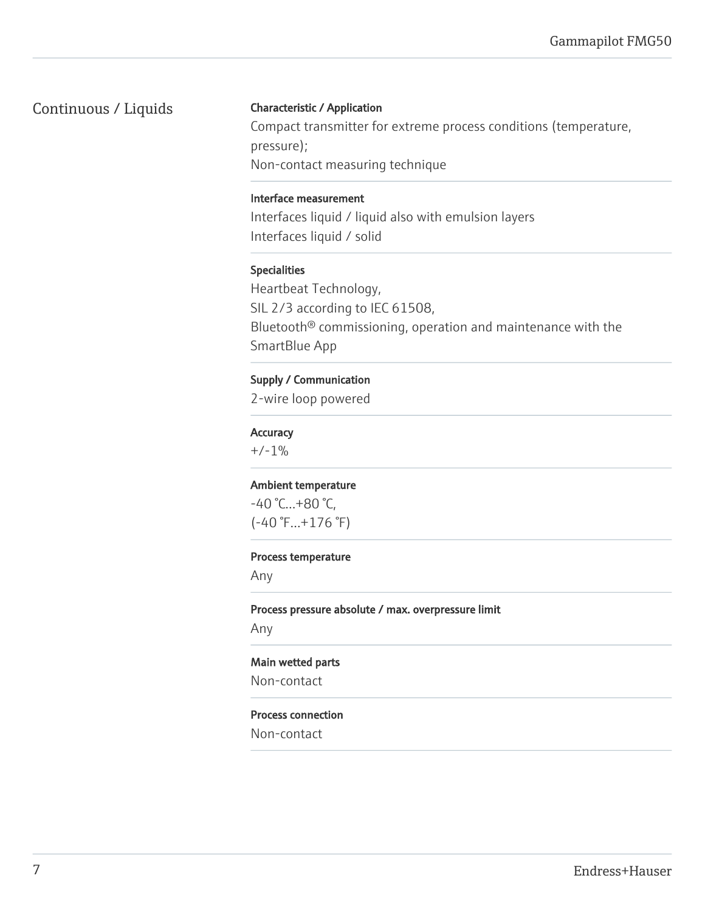## Continuous / Liquids

**Characteristic / Application**

Compact transmitter for extreme process conditions (temperature, pressure);
Non-contact measuring technique

**Interface measurement**

Interfaces liquid / liquid also with emulsion layers
Interfaces liquid / solid

**Specialities**

Heartbeat Technology,
SIL 2/3 according to IEC 61508,
Bluetooth® commissioning, operation and maintenance with the SmartBlue App

**Supply / Communication**

2-wire loop powered

**Accuracy**

+/-1%

**Ambient temperature**

-40 °C...+80 °C,
(-40 °F...+176 °F)

**Process temperature**

Any

**Process pressure absolute / max. overpressure limit**

Any

**Main wetted parts**

Non-contact

**Process connection**

Non-contact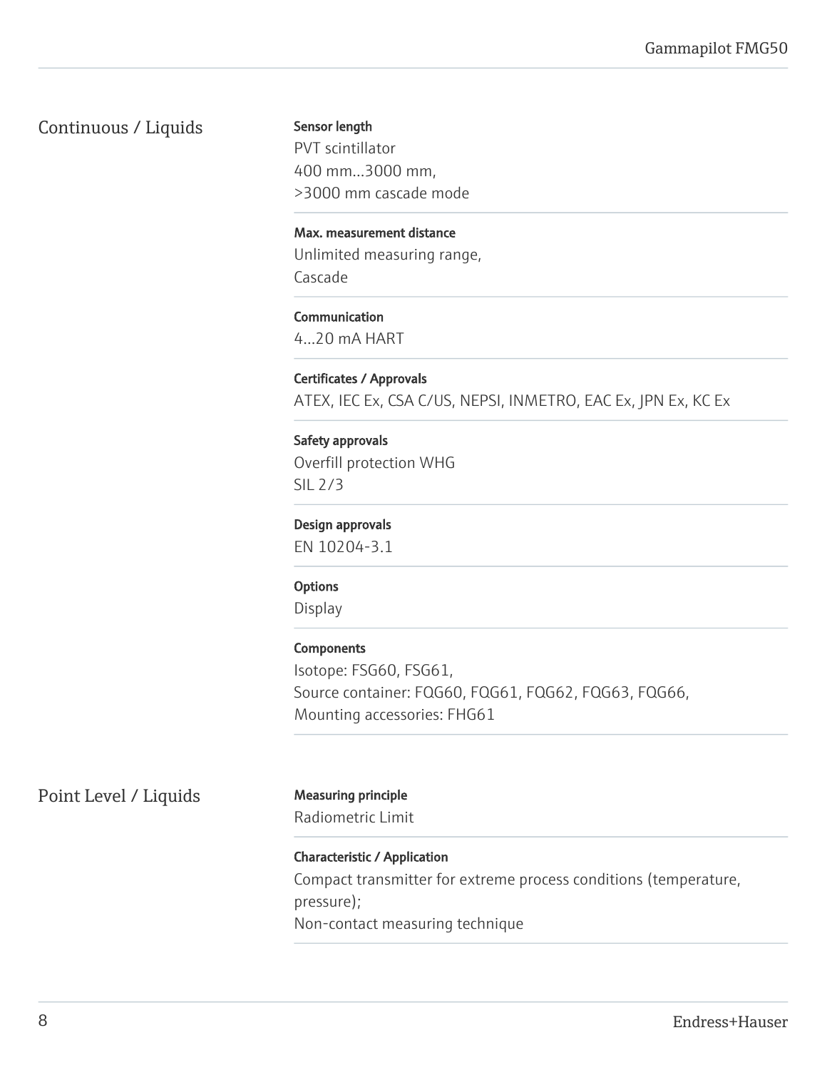## Continuous / Liquids

**Sensor length**
PVT scintillator
400 mm...3000 mm,
>3000 mm cascade mode

**Max. measurement distance**
Unlimited measuring range,
Cascade

**Communication**
4...20 mA HART

**Certificates / Approvals**
ATEX, IEC Ex, CSA C/US, NEPSI, INMETRO, EAC Ex, JPN Ex, KC Ex

**Safety approvals**
Overfill protection WHG
SIL 2/3

**Design approvals**
EN 10204-3.1

**Options**
Display

**Components**
Isotope: FSG60, FSG61,
Source container: FQG60, FQG61, FQG62, FQG63, FQG66,
Mounting accessories: FHG61

## Point Level / Liquids

**Measuring principle**
Radiometric Limit

**Characteristic / Application**
Compact transmitter for extreme process conditions (temperature, pressure);
Non-contact measuring technique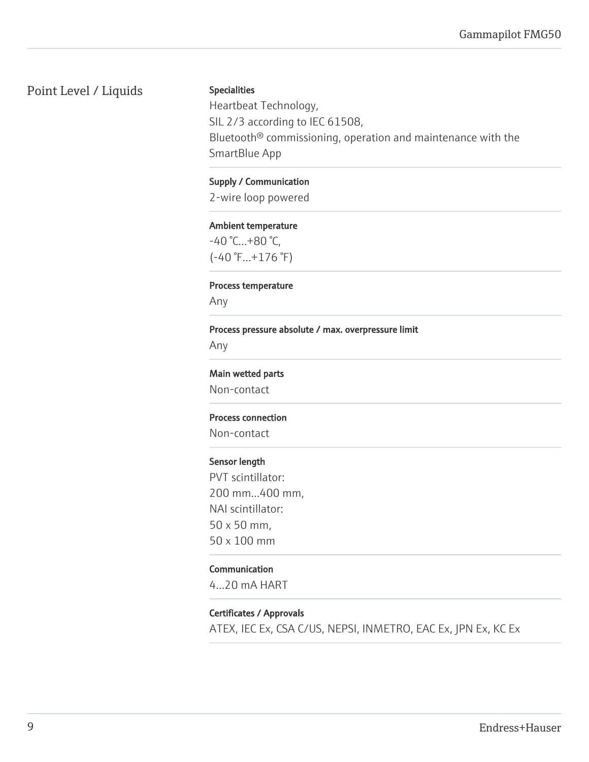## Point Level / Liquids

**Specialities**
Heartbeat Technology,
SIL 2/3 according to IEC 61508,
Bluetooth® commissioning, operation and maintenance with the SmartBlue App

**Supply / Communication**
2-wire loop powered

**Ambient temperature**
-40 °C...+80 °C,
(-40 °F...+176 °F)

**Process temperature**
Any

**Process pressure absolute / max. overpressure limit**
Any

**Main wetted parts**
Non-contact

**Process connection**
Non-contact

**Sensor length**
PVT scintillator:
200 mm...400 mm,
NAI scintillator:
50 x 50 mm,
50 x 100 mm

**Communication**
4...20 mA HART

**Certificates / Approvals**
ATEX, IEC Ex, CSA C/US, NEPSI, INMETRO, EAC Ex, JPN Ex, KC Ex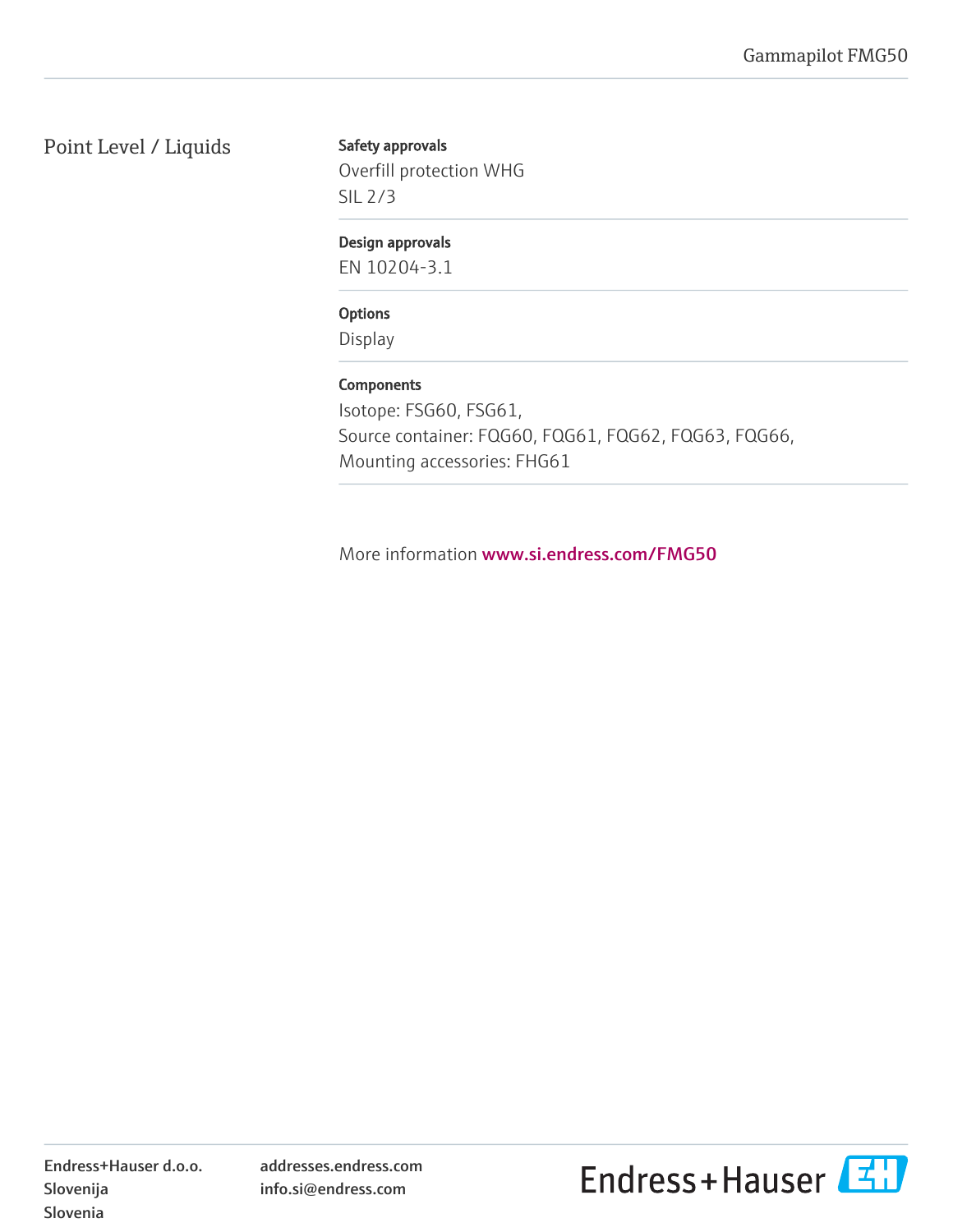## Point Level / Liquids

**Safety approvals**
Overfill protection WHG
SIL 2/3

**Design approvals**
EN 10204-3.1

**Options**
Display

**Components**
Isotope: FSG60, FSG61,
Source container: FQG60, FQG61, FQG62, FQG63, FQG66,
Mounting accessories: FHG61

More information **www.si.endress.com/FMG50**

Endress+Hauser d.o.o.
Slovenija
Slovenia

addresses.endress.com
info.si@endress.com

Endress+Hauser